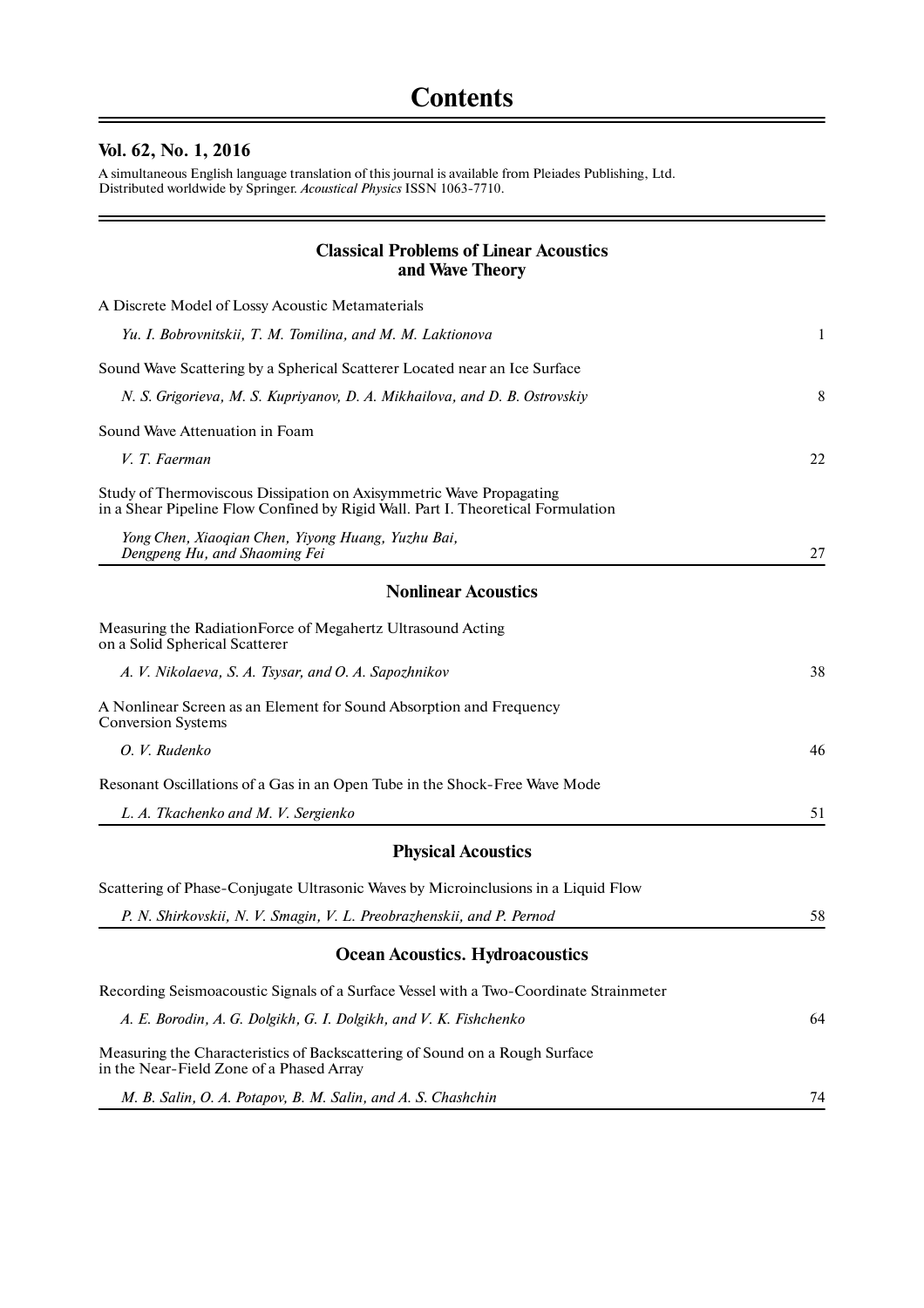# Contents

## Vol. 62, No. 1, 2016

A simultaneous English language translation of this journal is available from Pleiades Publishing, Ltd. Distributed worldwide by Springer. *Acoustical Physics* ISSN 1063-7710.

### Classical Problems of Linear Acoustics and Wave Theory

A Discrete Model of Lossy Acoustic Metamaterials

*Yu. I. Bobrovnitskii, T. M. Tomilina, and M. M. Laktionova* — 1

Sound Wave Scattering by a Spherical Scatterer Located near an Ice Surface

*N. S. Grigorieva, M. S. Kupriyanov, D. A. Mikhailova, and D. B. Ostrovskiy* — 8

Sound Wave Attenuation in Foam

*V. T. Faerman* — 22

Study of Thermoviscous Dissipation on Axisymmetric Wave Propagating in a Shear Pipeline Flow Confined by Rigid Wall. Part I. Theoretical Formulation

*Yong Chen, Xiaoqian Chen, Yiyong Huang, Yuzhu Bai, Dengpeng Hu, and Shaoming Fei* — 27

### Nonlinear Acoustics

Measuring the RadiationForce of Megahertz Ultrasound Acting on a Solid Spherical Scatterer

*A. V. Nikolaeva, S. A. Tsysar, and O. A. Sapozhnikov* — 38

A Nonlinear Screen as an Element for Sound Absorption and Frequency Conversion Systems

*O. V. Rudenko* — 46

Resonant Oscillations of a Gas in an Open Tube in the Shock-Free Wave Mode

*L. A. Tkachenko and M. V. Sergienko* — 51

### Physical Acoustics

Scattering of Phase-Conjugate Ultrasonic Waves by Microinclusions in a Liquid Flow

*P. N. Shirkovskii, N. V. Smagin, V. L. Preobrazhenskii, and P. Pernod* — 58

### Ocean Acoustics. Hydroacoustics

Recording Seismoacoustic Signals of a Surface Vessel with a Two-Coordinate Strainmeter

*A. E. Borodin, A. G. Dolgikh, G. I. Dolgikh, and V. K. Fishchenko* — 64

Measuring the Characteristics of Backscattering of Sound on a Rough Surface in the Near-Field Zone of a Phased Array

*M. B. Salin, O. A. Potapov, B. M. Salin, and A. S. Chashchin* — 74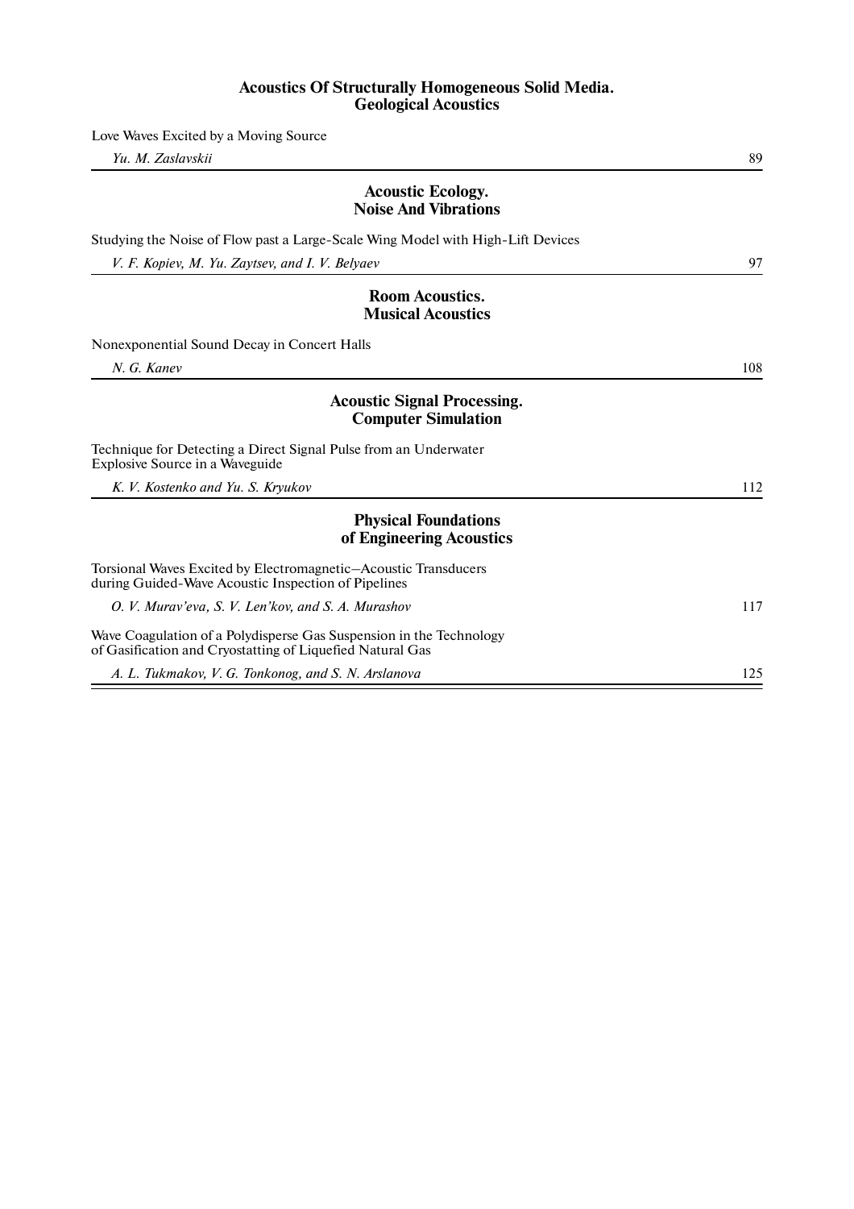## Acoustics Of Structurally Homogeneous Solid Media. Geological Acoustics

Love Waves Excited by a Moving Source

*Yu. M. Zaslavskii* 89

## Acoustic Ecology. Noise And Vibrations

Studying the Noise of Flow past a Large-Scale Wing Model with High-Lift Devices

*V. F. Kopiev, M. Yu. Zaytsev, and I. V. Belyaev* 97

## Room Acoustics. Musical Acoustics

Nonexponential Sound Decay in Concert Halls

*N. G. Kanev* 108

## Acoustic Signal Processing. Computer Simulation

Technique for Detecting a Direct Signal Pulse from an Underwater Explosive Source in a Waveguide

*K. V. Kostenko and Yu. S. Kryukov* 112

## Physical Foundations of Engineering Acoustics

Torsional Waves Excited by Electromagnetic–Acoustic Transducers during Guided-Wave Acoustic Inspection of Pipelines

*O. V. Murav'eva, S. V. Len'kov, and S. A. Murashov* 117

Wave Coagulation of a Polydisperse Gas Suspension in the Technology of Gasification and Cryostatting of Liquefied Natural Gas

*A. L. Tukmakov, V. G. Tonkonog, and S. N. Arslanova* 125